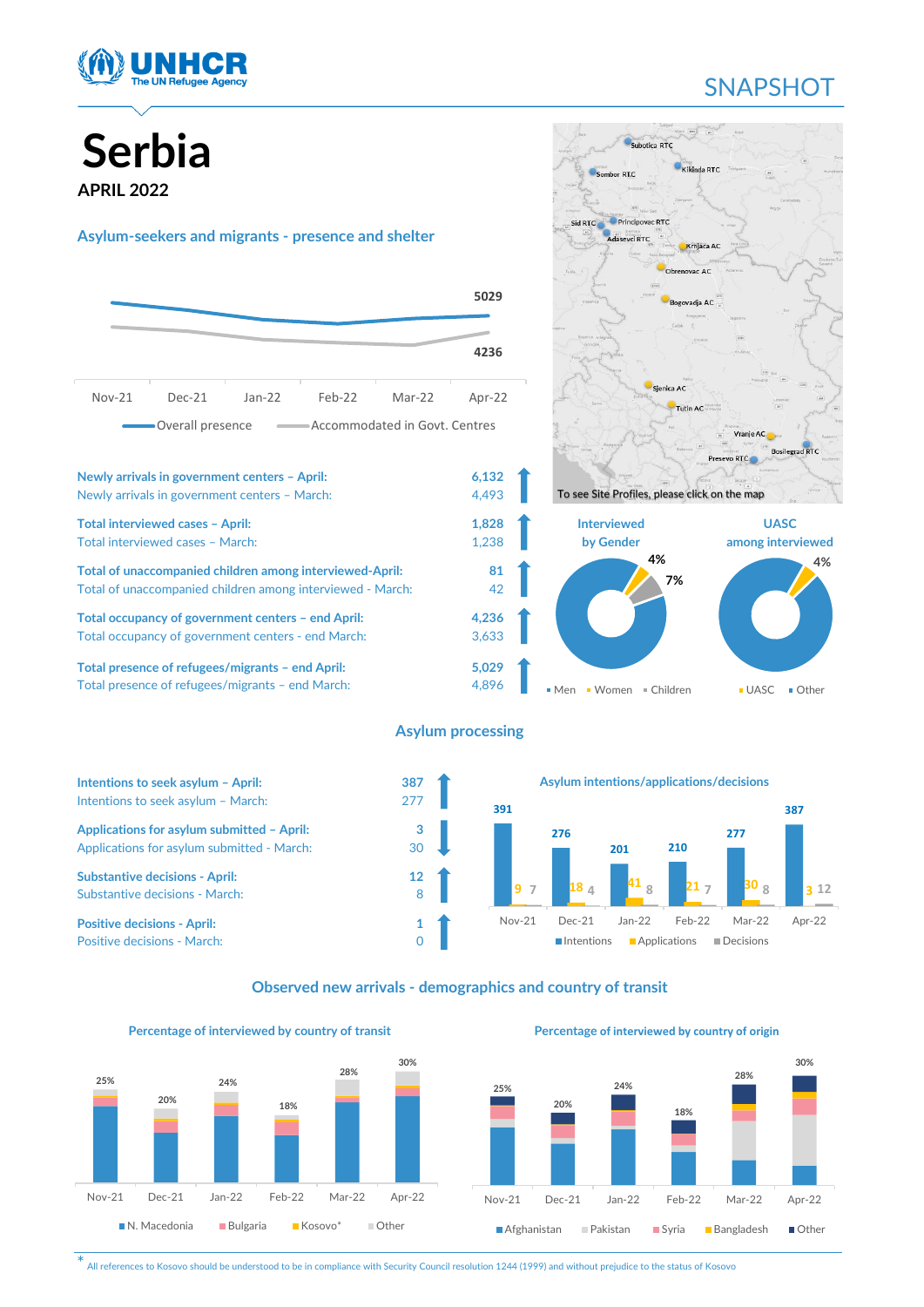# Serbia

**APRIL 2022**

SNAPSHOT

## Asylum-seekers and migrants - presence and shelter

| | Nov-21 | Dec-21 | Jan-22 | Feb-22 | Mar-22 | Apr-22 |
|---|---|---|---|---|---|---|
| Overall presence | | | | | | 5029 |
| Accommodated in Govt. Centres | | | | | | 4236 |

| | |
|---|---|
| **Newly arrivals in government centers – April:** | **6,132** |
| Newly arrivals in government centers – March: | 4,493 |
| **Total interviewed cases – April:** | **1,828** |
| Total interviewed cases – March: | 1,238 |
| **Total of unaccompanied children among interviewed-April:** | **81** |
| Total of unaccompanied children among interviewed - March: | 42 |
| **Total occupancy of government centers – end April:** | **4,236** |
| Total occupancy of government centers - end March: | 3,633 |
| **Total presence of refugees/migrants – end April:** | **5,029** |
| Total presence of refugees/migrants – end March: | 4,896 |

Subotica RTC, Kikinda RTC, Sombor RTC, Sid RTC, Principovac RTC, Adasevci RTC, Krnjaca AC, Obrenovac AC, Bogovadja AC, Sjenica AC, Tutin AC, Vranje AC, Bosilegrad RTC, Presevo RTC

To see Site Profiles, please click on the map

**Interviewed by Gender**: Men, Women 4%, Children 7%

**UASC among interviewed**: UASC 4%, Other

## Asylum processing

| | |
|---|---|
| **Intentions to seek asylum – April:** | **387** |
| Intentions to seek asylum – March: | 277 |
| **Applications for asylum submitted – April:** | **3** |
| Applications for asylum submitted - March: | 30 |
| **Substantive decisions - April:** | **12** |
| Substantive decisions - March: | 8 |
| **Positive decisions - April:** | **1** |
| Positive decisions - March: | 0 |

### Asylum intentions/applications/decisions

| | Nov-21 | Dec-21 | Jan-22 | Feb-22 | Mar-22 | Apr-22 |
|---|---|---|---|---|---|---|
| Intentions | 391 | 276 | 201 | 210 | 277 | 387 |
| Applications | 9 | 18 | 41 | 21 | 30 | 3 |
| Decisions | 7 | 4 | 8 | 7 | 8 | 12 |

## Observed new arrivals - demographics and country of transit

### Percentage of interviewed by country of transit

| | Nov-21 | Dec-21 | Jan-22 | Feb-22 | Mar-22 | Apr-22 |
|---|---|---|---|---|---|---|
| Total | 25% | 20% | 24% | 18% | 28% | 30% |

N. Macedonia, Bulgaria, Kosovo*, Other

### Percentage of interviewed by country of origin

| | Nov-21 | Dec-21 | Jan-22 | Feb-22 | Mar-22 | Apr-22 |
|---|---|---|---|---|---|---|
| Total | 25% | 20% | 24% | 18% | 28% | 30% |

Afghanistan, Pakistan, Syria, Bangladesh, Other

* All references to Kosovo should be understood to be in compliance with Security Council resolution 1244 (1999) and without prejudice to the status of Kosovo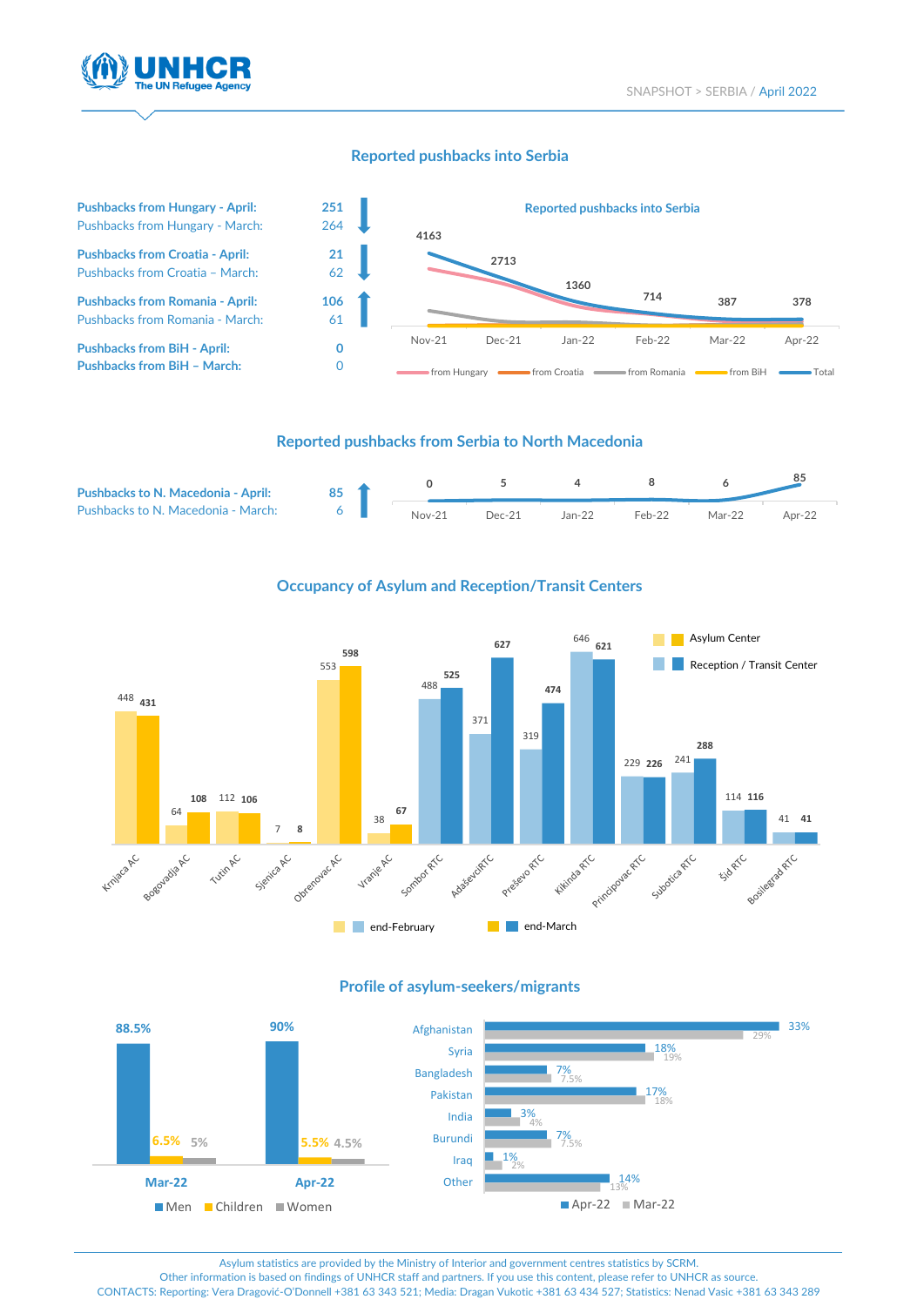## Reported pushbacks into Serbia

**Pushbacks from Hungary - April:** 251
Pushbacks from Hungary - March: 264

**Pushbacks from Croatia - April:** 21
Pushbacks from Croatia – March: 62

**Pushbacks from Romania - April:** 106
Pushbacks from Romania - March: 61

**Pushbacks from BiH - April:** 0
**Pushbacks from BiH – March:** 0

Reported pushbacks into Serbia

4163
2713
1360
714
387
378

Nov-21
Dec-21
Jan-22
Feb-22
Mar-22
Apr-22

from Hungary
from Croatia
from Romania
from BiH
Total

## Reported pushbacks from Serbia to North Macedonia

**Pushbacks to N. Macedonia - April:** 85
Pushbacks to N. Macedonia - March: 6

0
5
4
8
6
85

Nov-21
Dec-21
Jan-22
Feb-22
Mar-22
Apr-22

## Occupancy of Asylum and Reception/Transit Centers

Asylum Center
Reception / Transit Center

Krnjaca AC 448 431
Bogovadja AC 64 108
Tutin AC 112 106
Sjenica AC 7 8
Obrenovac AC 553 598
Vranje AC 38 67
Sombor RTC 488 525
AdaševciRTC 371 627
Preševo RTC 319 474
Kikinda RTC 646 621
Principovac RTC 229 226
Subotica RTC 241 288
Šid RTC 114 116
Bosilegrad RTC 41 41

end-February
end-March

## Profile of asylum-seekers/migrants

88.5%
6.5%
5%
Mar-22

90%
5.5%
4.5%
Apr-22

Men
Children
Women

Afghanistan 33% 29%
Syria 18% 19%
Bangladesh 7% 7.5%
Pakistan 17% 18%
India 3% 4%
Burundi 7% 7.5%
Iraq 1% 2%
Other 14% 13%

Apr-22
Mar-22

Asylum statistics are provided by the Ministry of Interior and government centres statistics by SCRM.
Other information is based on findings of UNHCR staff and partners. If you use this content, please refer to UNHCR as source.
CONTACTS: Reporting: Vera Dragović-O'Donnell +381 63 343 521; Media: Dragan Vukotic +381 63 434 527; Statistics: Nenad Vasic +381 63 343 289